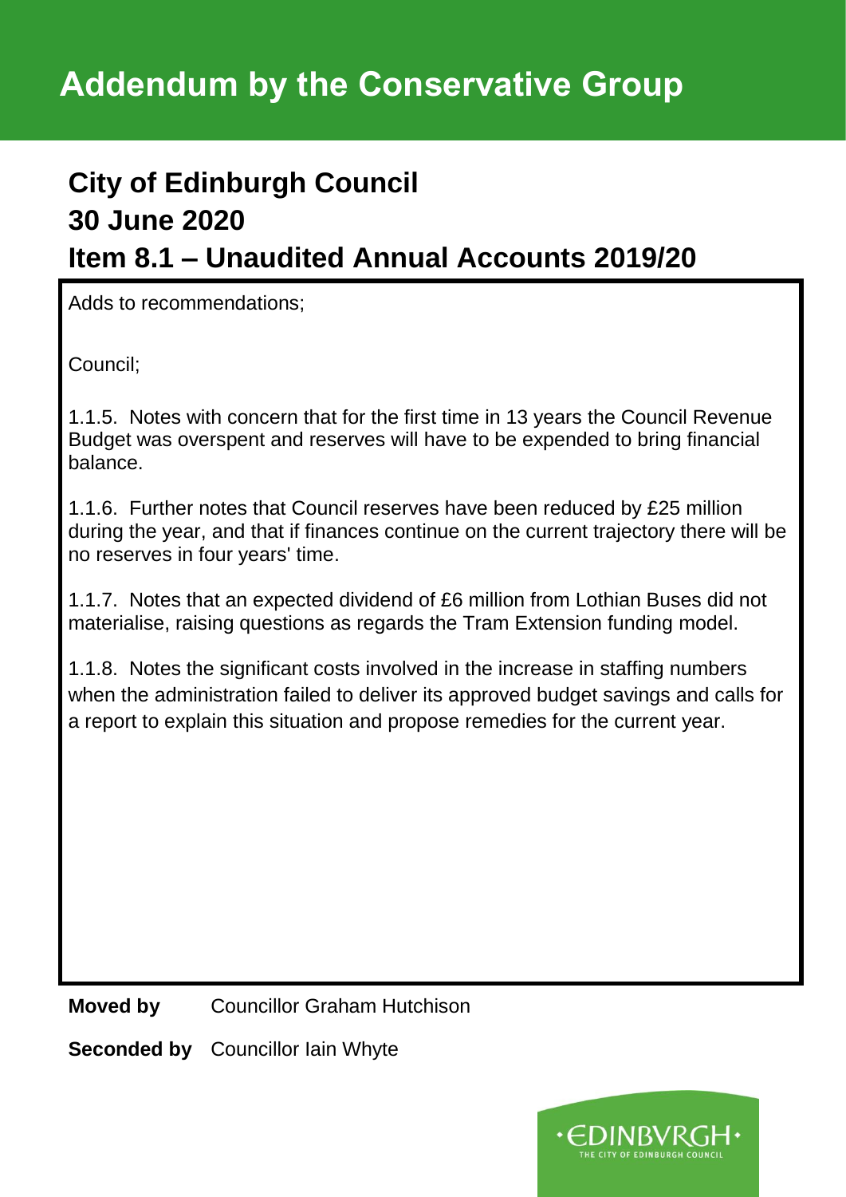# Addendum by the Conservative Group

## City of Edinburgh Council
## 30 June 2020
## Item 8.1 – Unaudited Annual Accounts 2019/20

Adds to recommendations;

Council;

1.1.5. Notes with concern that for the first time in 13 years the Council Revenue Budget was overspent and reserves will have to be expended to bring financial balance.

1.1.6. Further notes that Council reserves have been reduced by £25 million during the year, and that if finances continue on the current trajectory there will be no reserves in four years' time.

1.1.7. Notes that an expected dividend of £6 million from Lothian Buses did not materialise, raising questions as regards the Tram Extension funding model.

1.1.8. Notes the significant costs involved in the increase in staffing numbers when the administration failed to deliver its approved budget savings and calls for a report to explain this situation and propose remedies for the current year.

**Moved by** Councillor Graham Hutchison

**Seconded by** Councillor Iain Whyte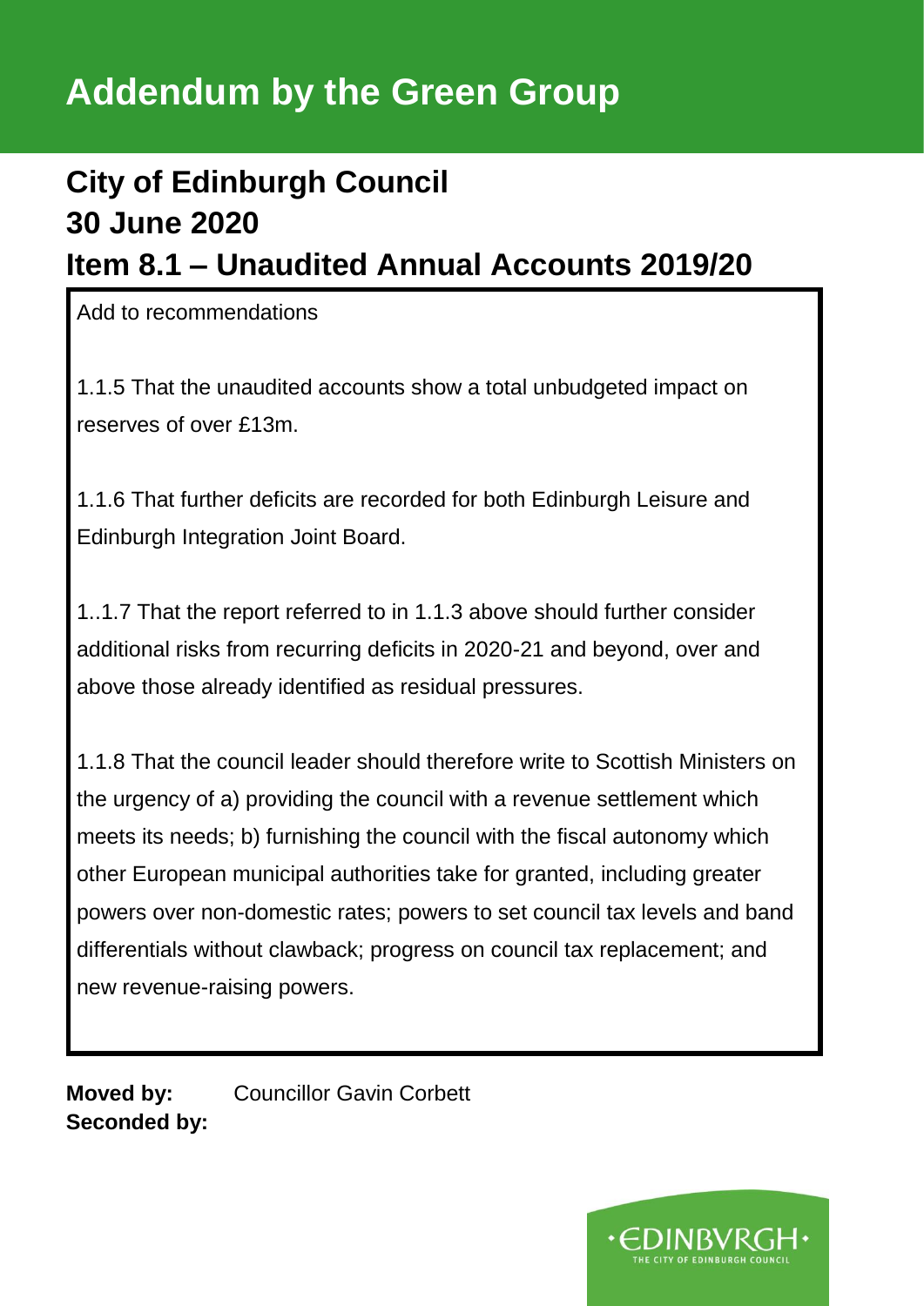# Addendum by the Green Group

## City of Edinburgh Council
## 30 June 2020
## Item 8.1 – Unaudited Annual Accounts 2019/20

Add to recommendations

1.1.5 That the unaudited accounts show a total unbudgeted impact on reserves of over £13m.

1.1.6 That further deficits are recorded for both Edinburgh Leisure and Edinburgh Integration Joint Board.

1..1.7 That the report referred to in 1.1.3 above should further consider additional risks from recurring deficits in 2020-21 and beyond, over and above those already identified as residual pressures.

1.1.8 That the council leader should therefore write to Scottish Ministers on the urgency of a) providing the council with a revenue settlement which meets its needs; b) furnishing the council with the fiscal autonomy which other European municipal authorities take for granted, including greater powers over non-domestic rates; powers to set council tax levels and band differentials without clawback; progress on council tax replacement; and new revenue-raising powers.

**Moved by:** Councillor Gavin Corbett
**Seconded by:**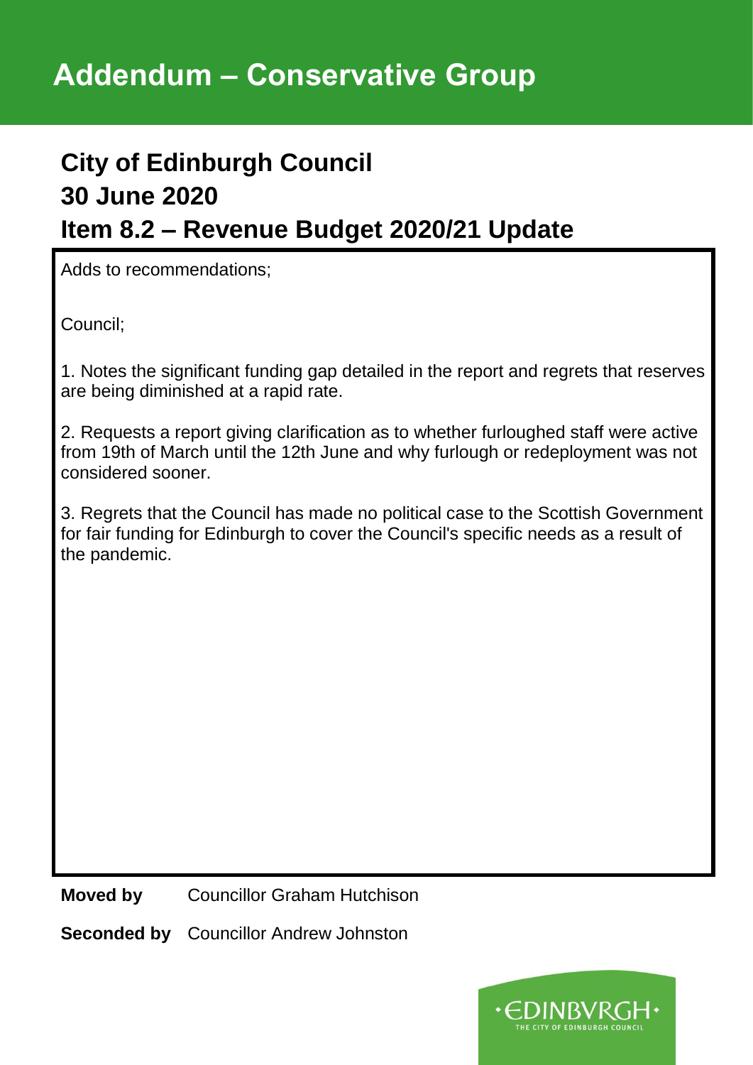# Addendum – Conservative Group

## City of Edinburgh Council
## 30 June 2020
## Item 8.2 – Revenue Budget 2020/21 Update

Adds to recommendations;

Council;

1. Notes the significant funding gap detailed in the report and regrets that reserves are being diminished at a rapid rate.

2. Requests a report giving clarification as to whether furloughed staff were active from 19th of March until the 12th June and why furlough or redeployment was not considered sooner.

3. Regrets that the Council has made no political case to the Scottish Government for fair funding for Edinburgh to cover the Council's specific needs as a result of the pandemic.

**Moved by** Councillor Graham Hutchison

**Seconded by** Councillor Andrew Johnston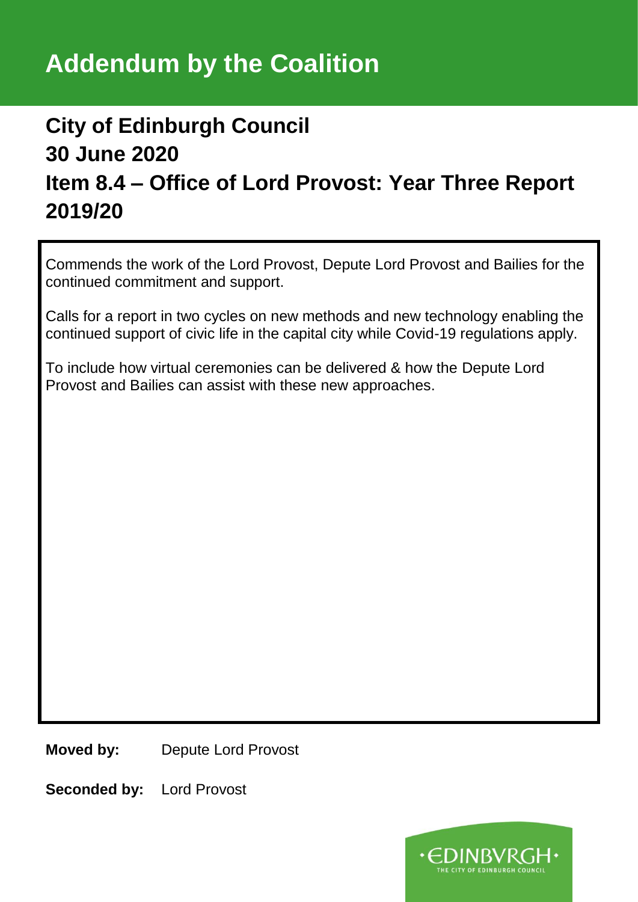# Addendum by the Coalition

## City of Edinburgh Council
## 30 June 2020
## Item 8.4 – Office of Lord Provost: Year Three Report 2019/20

Commends the work of the Lord Provost, Depute Lord Provost and Bailies for the continued commitment and support.

Calls for a report in two cycles on new methods and new technology enabling the continued support of civic life in the capital city while Covid-19 regulations apply.

To include how virtual ceremonies can be delivered & how the Depute Lord Provost and Bailies can assist with these new approaches.

**Moved by:** Depute Lord Provost

**Seconded by:** Lord Provost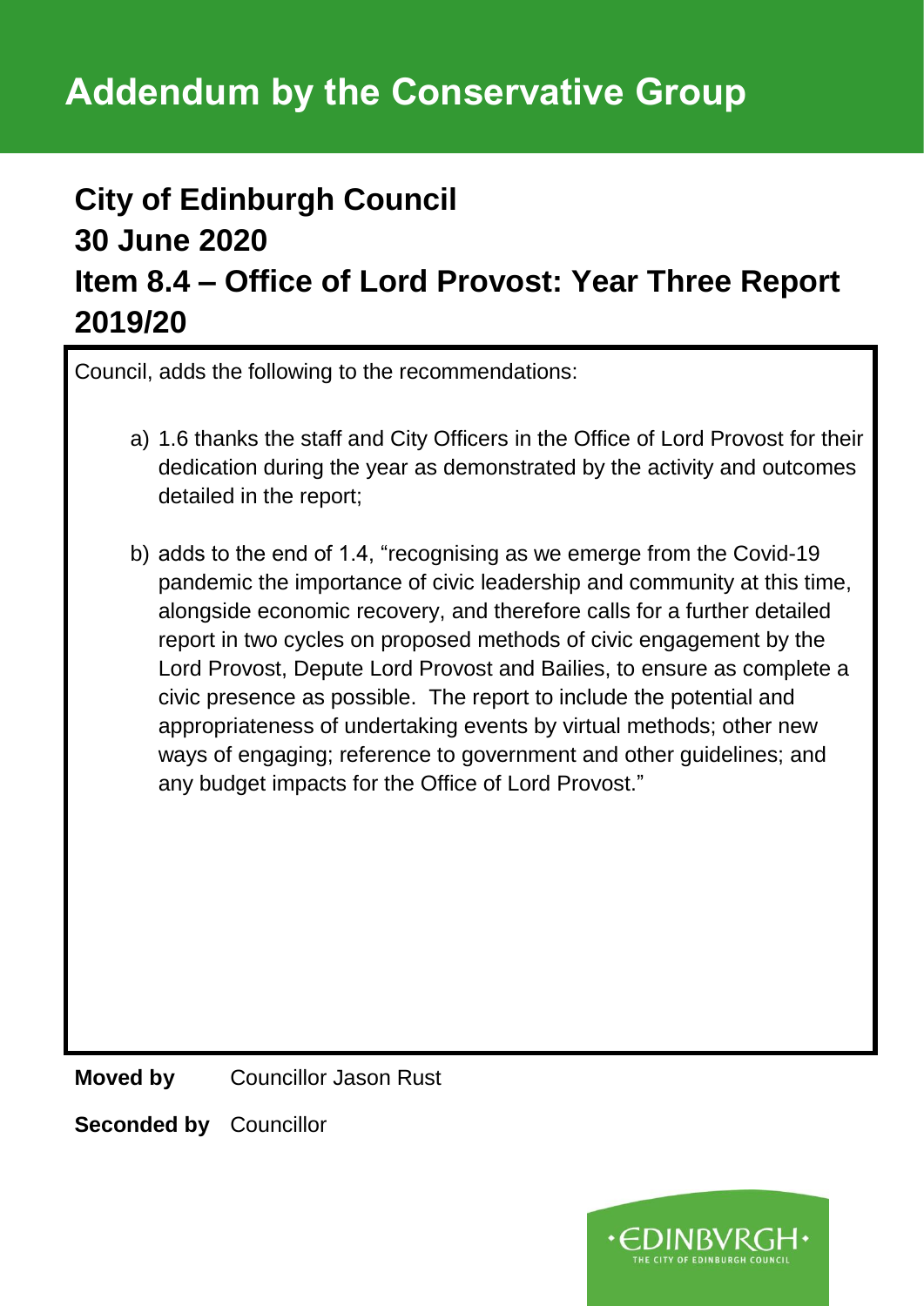# Addendum by the Conservative Group

## City of Edinburgh Council
## 30 June 2020
## Item 8.4 – Office of Lord Provost: Year Three Report 2019/20

Council, adds the following to the recommendations:

a) 1.6 thanks the staff and City Officers in the Office of Lord Provost for their dedication during the year as demonstrated by the activity and outcomes detailed in the report;

b) adds to the end of 1.4, "recognising as we emerge from the Covid-19 pandemic the importance of civic leadership and community at this time, alongside economic recovery, and therefore calls for a further detailed report in two cycles on proposed methods of civic engagement by the Lord Provost, Depute Lord Provost and Bailies, to ensure as complete a civic presence as possible. The report to include the potential and appropriateness of undertaking events by virtual methods; other new ways of engaging; reference to government and other guidelines; and any budget impacts for the Office of Lord Provost."

**Moved by** Councillor Jason Rust

**Seconded by** Councillor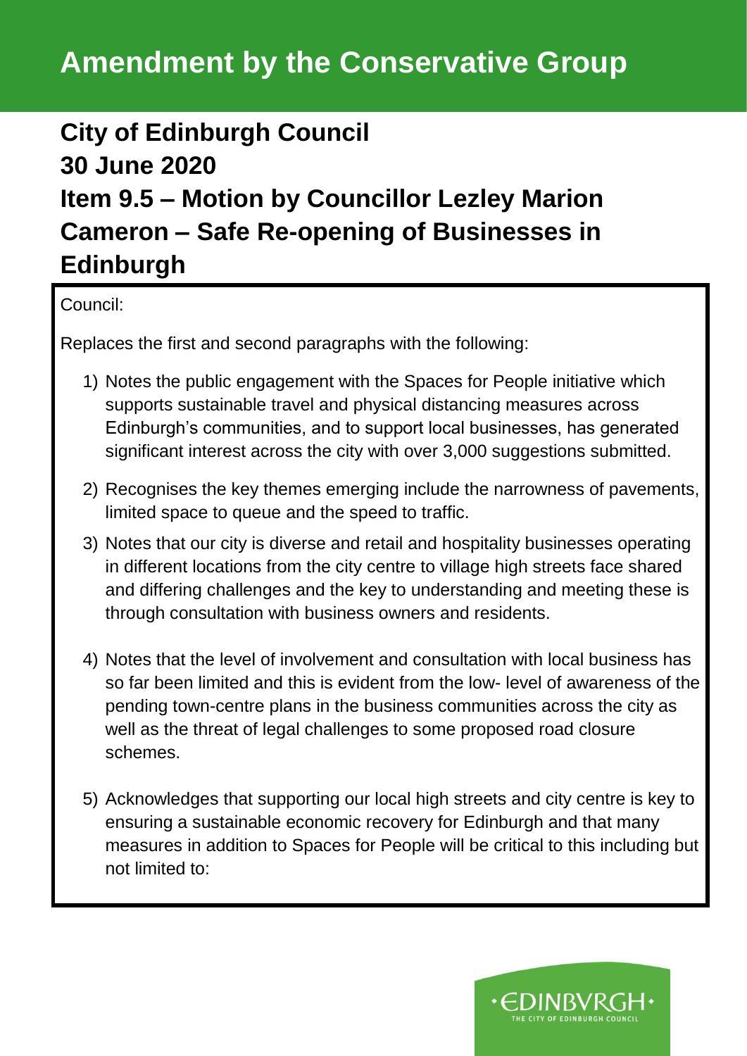# Amendment by the Conservative Group

## City of Edinburgh Council
## 30 June 2020
## Item 9.5 – Motion by Councillor Lezley Marion Cameron – Safe Re-opening of Businesses in Edinburgh

Council:

Replaces the first and second paragraphs with the following:

1) Notes the public engagement with the Spaces for People initiative which supports sustainable travel and physical distancing measures across Edinburgh's communities, and to support local businesses, has generated significant interest across the city with over 3,000 suggestions submitted.

2) Recognises the key themes emerging include the narrowness of pavements, limited space to queue and the speed to traffic.

3) Notes that our city is diverse and retail and hospitality businesses operating in different locations from the city centre to village high streets face shared and differing challenges and the key to understanding and meeting these is through consultation with business owners and residents.

4) Notes that the level of involvement and consultation with local business has so far been limited and this is evident from the low- level of awareness of the pending town-centre plans in the business communities across the city as well as the threat of legal challenges to some proposed road closure schemes.

5) Acknowledges that supporting our local high streets and city centre is key to ensuring a sustainable economic recovery for Edinburgh and that many measures in addition to Spaces for People will be critical to this including but not limited to: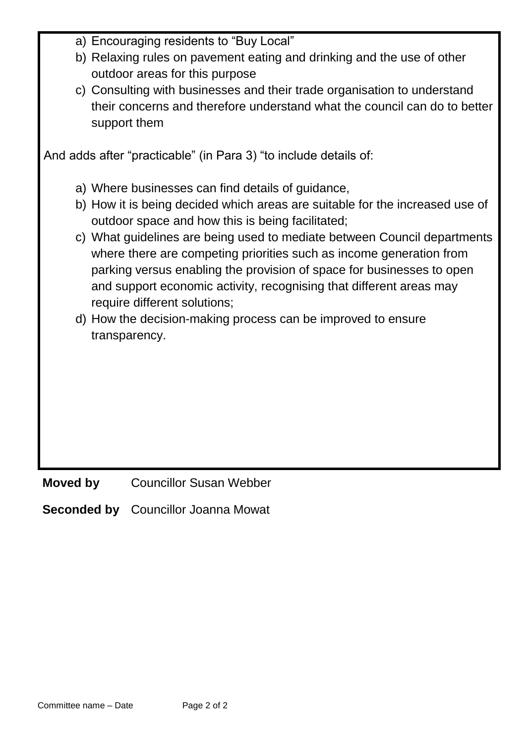a) Encouraging residents to "Buy Local"
b) Relaxing rules on pavement eating and drinking and the use of other outdoor areas for this purpose
c) Consulting with businesses and their trade organisation to understand their concerns and therefore understand what the council can do to better support them

And adds after "practicable" (in Para 3) "to include details of:

a) Where businesses can find details of guidance,
b) How it is being decided which areas are suitable for the increased use of outdoor space and how this is being facilitated;
c) What guidelines are being used to mediate between Council departments where there are competing priorities such as income generation from parking versus enabling the provision of space for businesses to open and support economic activity, recognising that different areas may require different solutions;
d) How the decision-making process can be improved to ensure transparency.

**Moved by** Councillor Susan Webber

**Seconded by** Councillor Joanna Mowat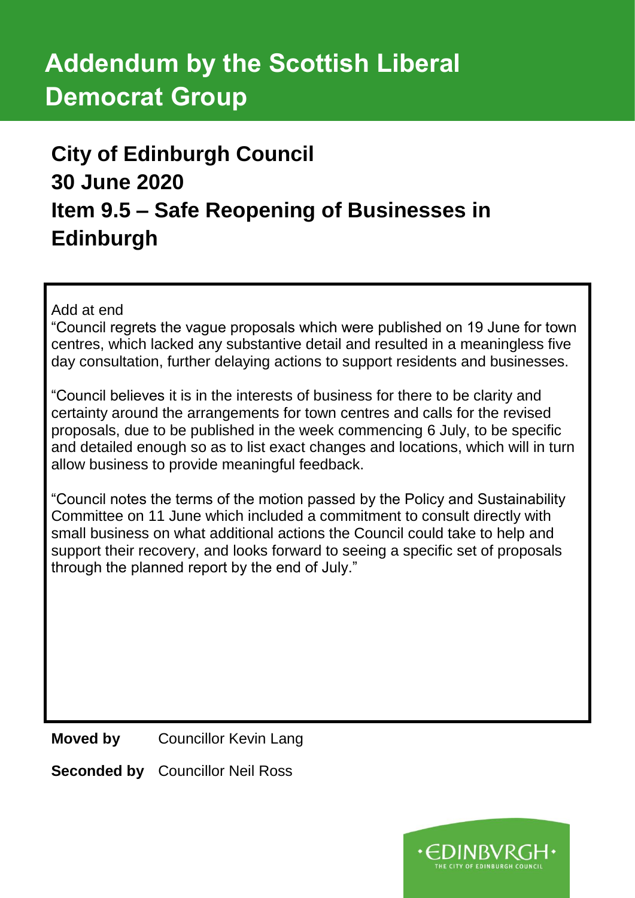# Addendum by the Scottish Liberal Democrat Group

## City of Edinburgh Council
## 30 June 2020
## Item 9.5 – Safe Reopening of Businesses in Edinburgh

Add at end

"Council regrets the vague proposals which were published on 19 June for town centres, which lacked any substantive detail and resulted in a meaningless five day consultation, further delaying actions to support residents and businesses.

"Council believes it is in the interests of business for there to be clarity and certainty around the arrangements for town centres and calls for the revised proposals, due to be published in the week commencing 6 July, to be specific and detailed enough so as to list exact changes and locations, which will in turn allow business to provide meaningful feedback.

"Council notes the terms of the motion passed by the Policy and Sustainability Committee on 11 June which included a commitment to consult directly with small business on what additional actions the Council could take to help and support their recovery, and looks forward to seeing a specific set of proposals through the planned report by the end of July."

**Moved by** Councillor Kevin Lang

**Seconded by** Councillor Neil Ross

EDINBVRGH
THE CITY OF EDINBURGH COUNCIL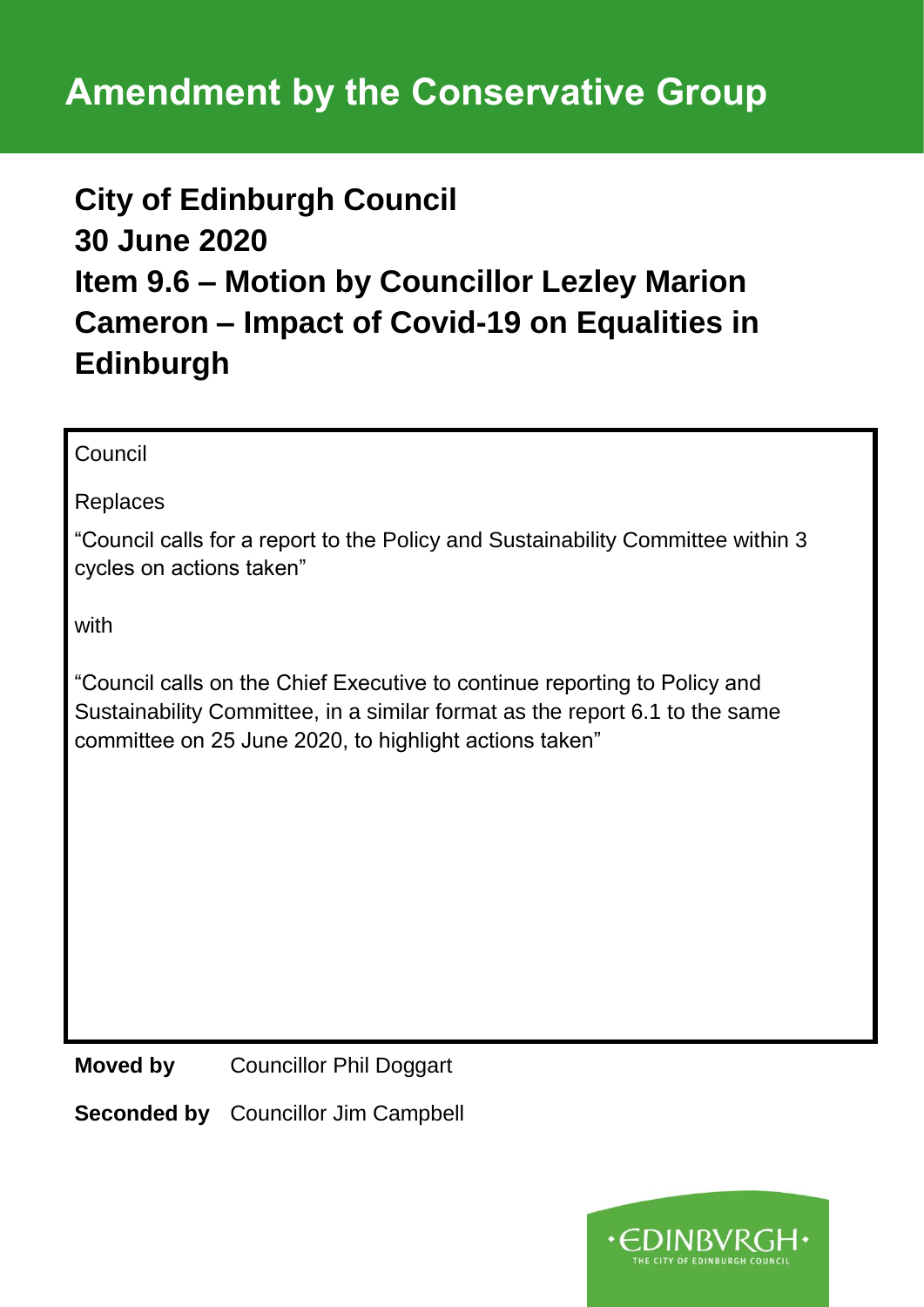# Amendment by the Conservative Group

## City of Edinburgh Council
## 30 June 2020
## Item 9.6 – Motion by Councillor Lezley Marion Cameron – Impact of Covid-19 on Equalities in Edinburgh

Council

Replaces

"Council calls for a report to the Policy and Sustainability Committee within 3 cycles on actions taken"

with

"Council calls on the Chief Executive to continue reporting to Policy and Sustainability Committee, in a similar format as the report 6.1 to the same committee on 25 June 2020, to highlight actions taken"

**Moved by** Councillor Phil Doggart

**Seconded by** Councillor Jim Campbell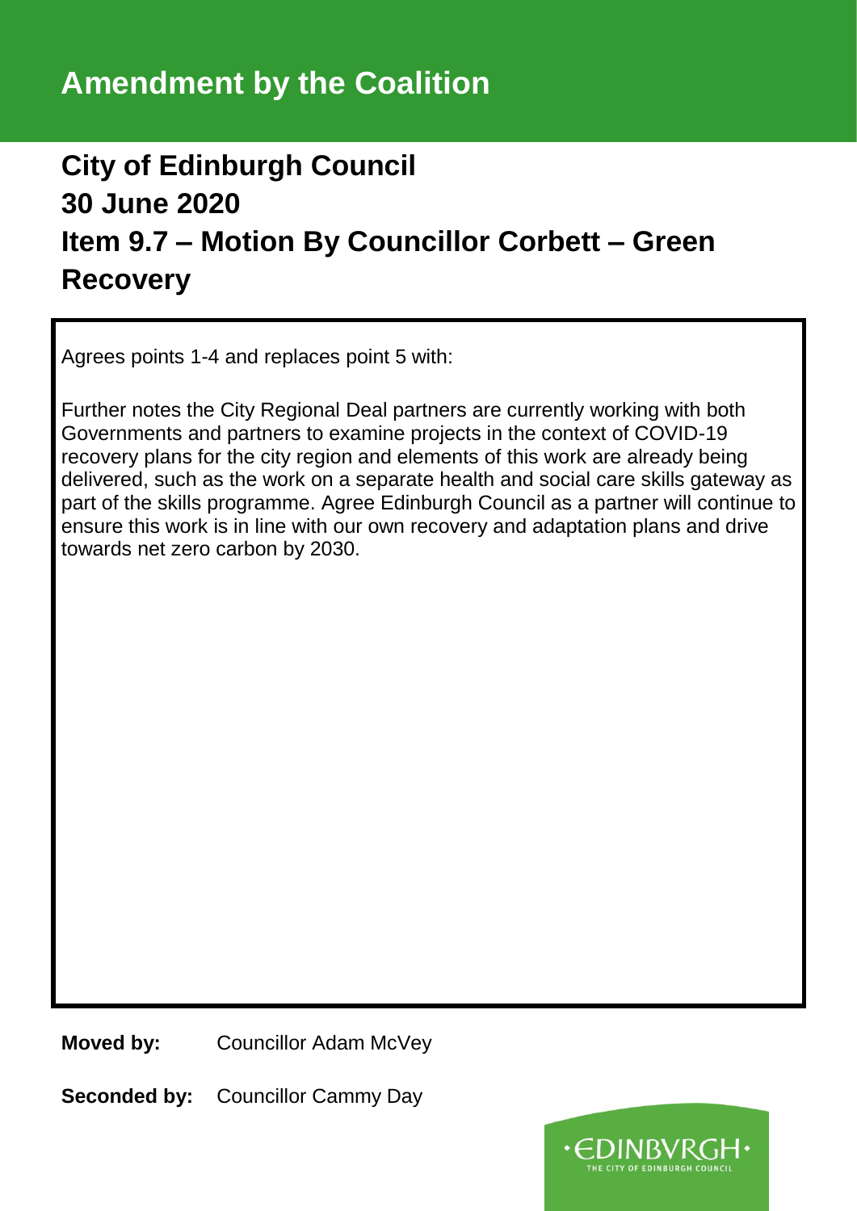# Amendment by the Coalition

## City of Edinburgh Council
## 30 June 2020
## Item 9.7 – Motion By Councillor Corbett – Green Recovery

Agrees points 1-4 and replaces point 5 with:

Further notes the City Regional Deal partners are currently working with both Governments and partners to examine projects in the context of COVID-19 recovery plans for the city region and elements of this work are already being delivered, such as the work on a separate health and social care skills gateway as part of the skills programme. Agree Edinburgh Council as a partner will continue to ensure this work is in line with our own recovery and adaptation plans and drive towards net zero carbon by 2030.

**Moved by:** Councillor Adam McVey

**Seconded by:** Councillor Cammy Day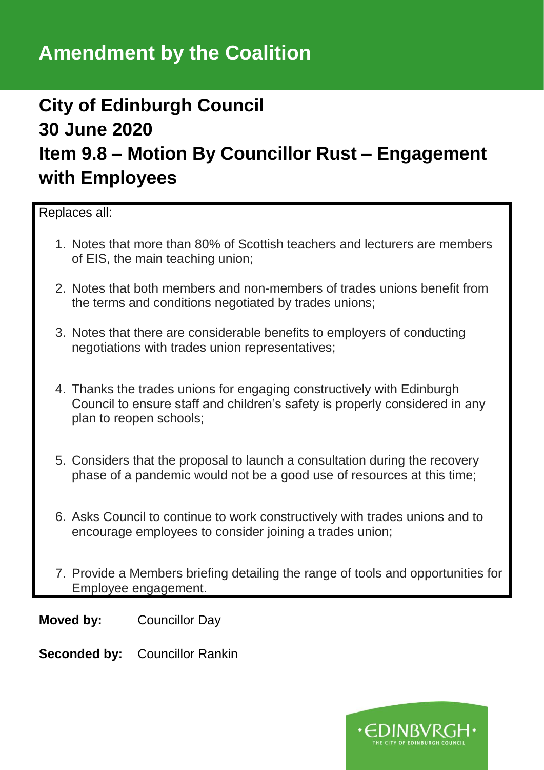# Amendment by the Coalition

## City of Edinburgh Council
## 30 June 2020
## Item 9.8 – Motion By Councillor Rust – Engagement with Employees

Replaces all:

1. Notes that more than 80% of Scottish teachers and lecturers are members of EIS, the main teaching union;
2. Notes that both members and non-members of trades unions benefit from the terms and conditions negotiated by trades unions;
3. Notes that there are considerable benefits to employers of conducting negotiations with trades union representatives;
4. Thanks the trades unions for engaging constructively with Edinburgh Council to ensure staff and children's safety is properly considered in any plan to reopen schools;
5. Considers that the proposal to launch a consultation during the recovery phase of a pandemic would not be a good use of resources at this time;
6. Asks Council to continue to work constructively with trades unions and to encourage employees to consider joining a trades union;
7. Provide a Members briefing detailing the range of tools and opportunities for Employee engagement.

**Moved by:** Councillor Day

**Seconded by:** Councillor Rankin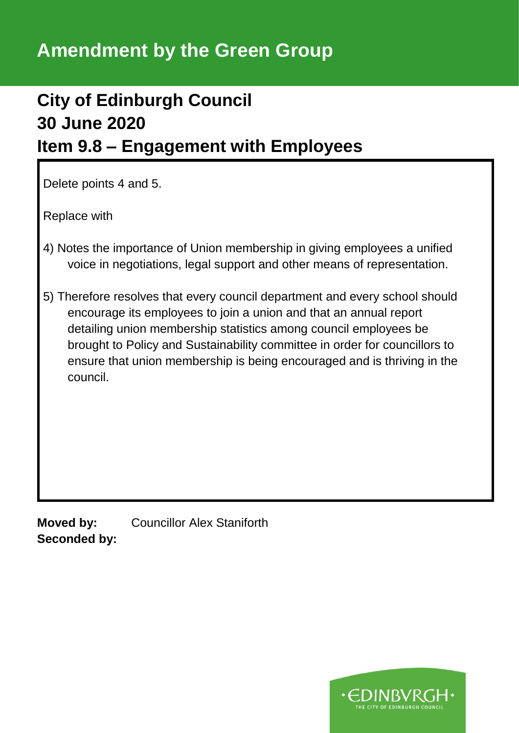# Amendment by the Green Group

## City of Edinburgh Council
## 30 June 2020
## Item 9.8 – Engagement with Employees

Delete points 4 and 5.

Replace with

4) Notes the importance of Union membership in giving employees a unified voice in negotiations, legal support and other means of representation.

5) Therefore resolves that every council department and every school should encourage its employees to join a union and that an annual report detailing union membership statistics among council employees be brought to Policy and Sustainability committee in order for councillors to ensure that union membership is being encouraged and is thriving in the council.

**Moved by:** Councillor Alex Staniforth
**Seconded by:**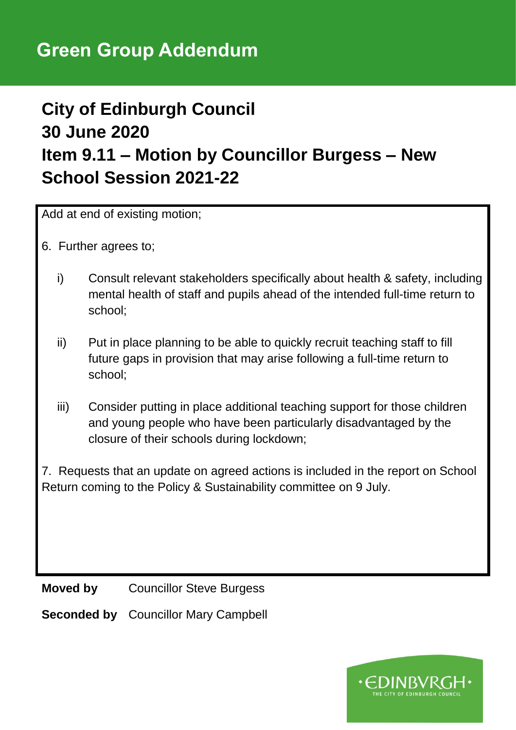# Green Group Addendum

## City of Edinburgh Council
## 30 June 2020
## Item 9.11 – Motion by Councillor Burgess – New School Session 2021-22

Add at end of existing motion;

6. Further agrees to;

   i) Consult relevant stakeholders specifically about health & safety, including mental health of staff and pupils ahead of the intended full-time return to school;

   ii) Put in place planning to be able to quickly recruit teaching staff to fill future gaps in provision that may arise following a full-time return to school;

   iii) Consider putting in place additional teaching support for those children and young people who have been particularly disadvantaged by the closure of their schools during lockdown;

7. Requests that an update on agreed actions is included in the report on School Return coming to the Policy & Sustainability committee on 9 July.

**Moved by** Councillor Steve Burgess

**Seconded by** Councillor Mary Campbell

·EDINBVRGH·
THE CITY OF EDINBURGH COUNCIL